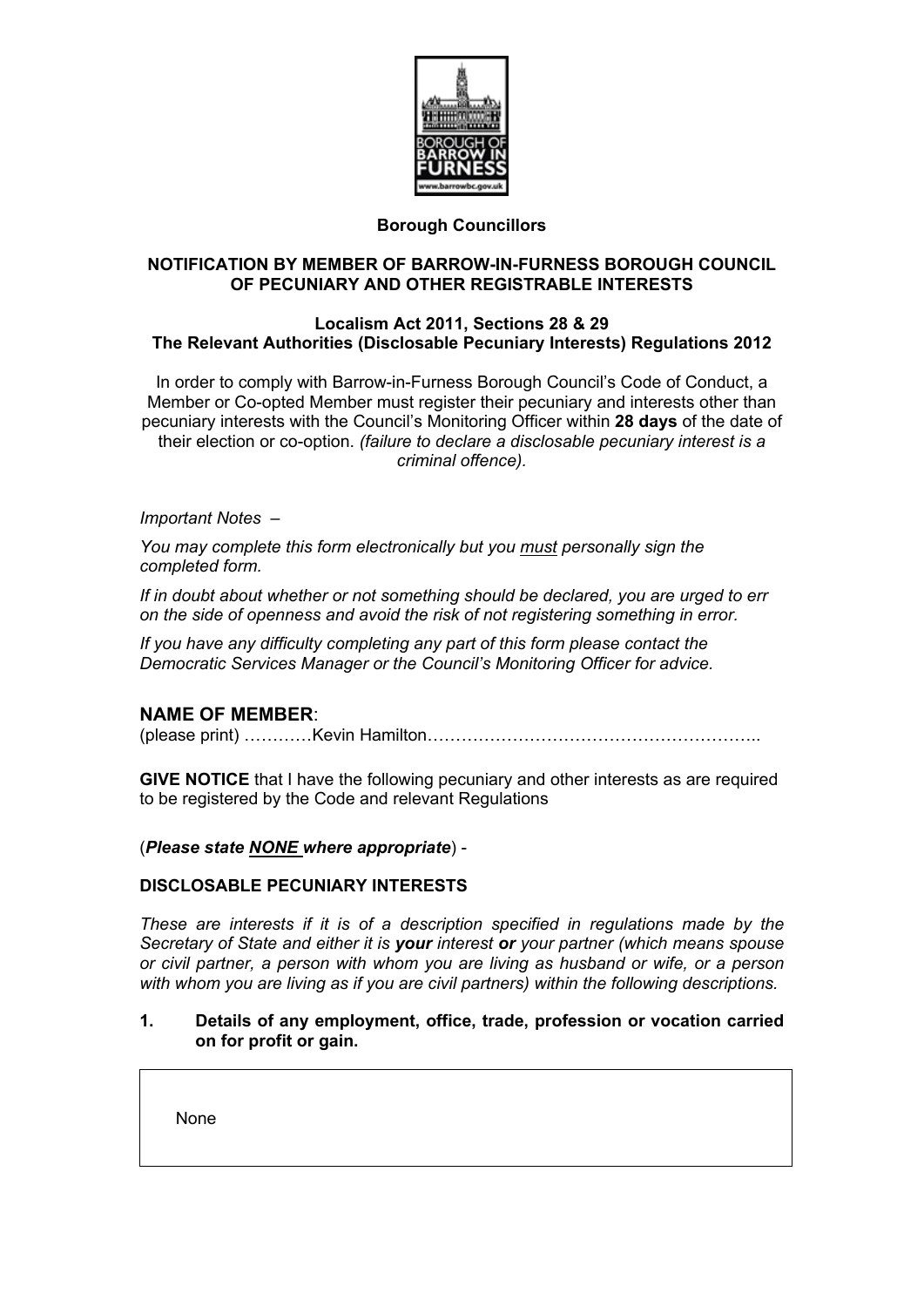**Borough Councillors**

**NOTIFICATION BY MEMBER OF BARROW-IN-FURNESS BOROUGH COUNCIL OF PECUNIARY AND OTHER REGISTRABLE INTERESTS**

**Localism Act 2011, Sections 28 & 29**
**The Relevant Authorities (Disclosable Pecuniary Interests) Regulations 2012**

In order to comply with Barrow-in-Furness Borough Council's Code of Conduct, a Member or Co-opted Member must register their pecuniary and interests other than pecuniary interests with the Council's Monitoring Officer within **28 days** of the date of their election or co-option. *(failure to declare a disclosable pecuniary interest is a criminal offence).*

*Important Notes –*

*You may complete this form electronically but you must personally sign the completed form.*

*If in doubt about whether or not something should be declared, you are urged to err on the side of openness and avoid the risk of not registering something in error.*

*If you have any difficulty completing any part of this form please contact the Democratic Services Manager or the Council's Monitoring Officer for advice.*

## NAME OF MEMBER:

(please print) ……..…Kevin Hamilton…………………………………………………..

**GIVE NOTICE** that I have the following pecuniary and other interests as are required to be registered by the Code and relevant Regulations

(***Please state NONE where appropriate***) -

**DISCLOSABLE PECUNIARY INTERESTS**

*These are interests if it is of a description specified in regulations made by the Secretary of State and either it is **your** interest **or** your partner (which means spouse or civil partner, a person with whom you are living as husband or wife, or a person with whom you are living as if you are civil partners) within the following descriptions.*

**1. Details of any employment, office, trade, profession or vocation carried on for profit or gain.**

| None |
|---|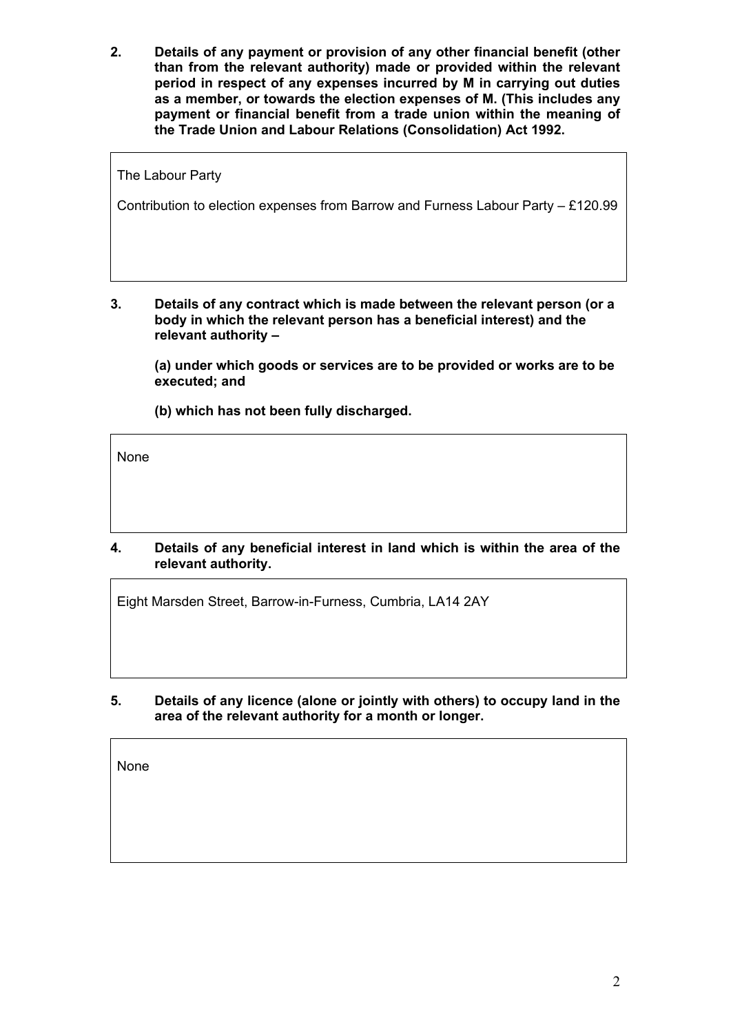**2. Details of any payment or provision of any other financial benefit (other than from the relevant authority) made or provided within the relevant period in respect of any expenses incurred by M in carrying out duties as a member, or towards the election expenses of M. (This includes any payment or financial benefit from a trade union within the meaning of the Trade Union and Labour Relations (Consolidation) Act 1992.**

The Labour Party

Contribution to election expenses from Barrow and Furness Labour Party – £120.99

**3. Details of any contract which is made between the relevant person (or a body in which the relevant person has a beneficial interest) and the relevant authority –**

**(a) under which goods or services are to be provided or works are to be executed; and**

**(b) which has not been fully discharged.**

None

**4. Details of any beneficial interest in land which is within the area of the relevant authority.**

Eight Marsden Street, Barrow-in-Furness, Cumbria, LA14 2AY

**5. Details of any licence (alone or jointly with others) to occupy land in the area of the relevant authority for a month or longer.**

None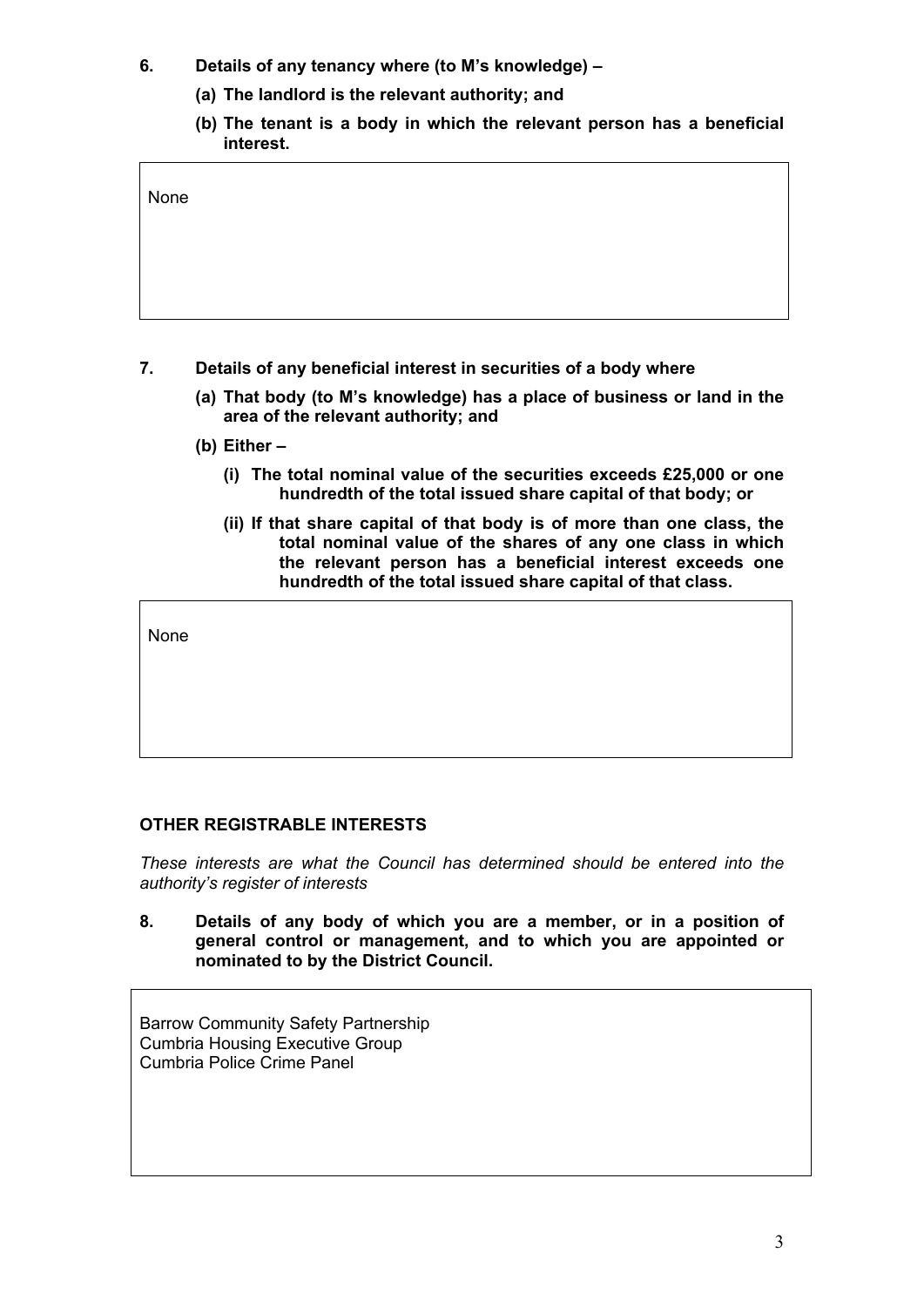**6. Details of any tenancy where (to M's knowledge) –**

**(a) The landlord is the relevant authority; and**

**(b) The tenant is a body in which the relevant person has a beneficial interest.**

None

**7. Details of any beneficial interest in securities of a body where**

**(a) That body (to M's knowledge) has a place of business or land in the area of the relevant authority; and**

**(b) Either –**

**(i) The total nominal value of the securities exceeds £25,000 or one hundredth of the total issued share capital of that body; or**

**(ii) If that share capital of that body is of more than one class, the total nominal value of the shares of any one class in which the relevant person has a beneficial interest exceeds one hundredth of the total issued share capital of that class.**

None

**OTHER REGISTRABLE INTERESTS**

*These interests are what the Council has determined should be entered into the authority's register of interests*

**8. Details of any body of which you are a member, or in a position of general control or management, and to which you are appointed or nominated to by the District Council.**

Barrow Community Safety Partnership
Cumbria Housing Executive Group
Cumbria Police Crime Panel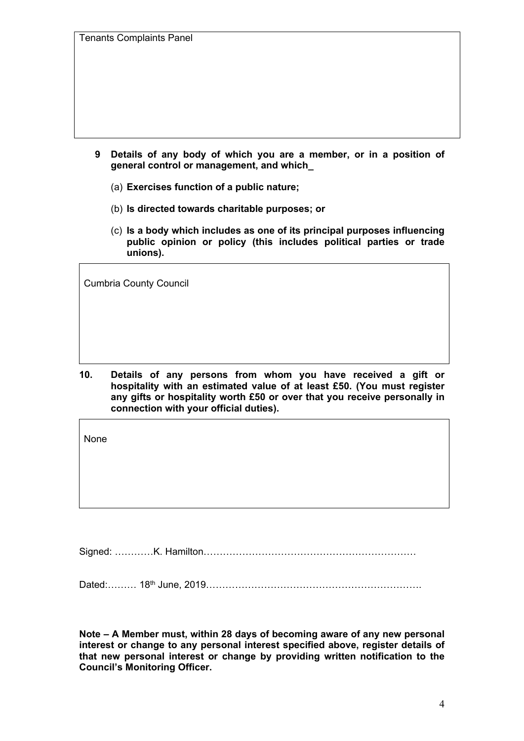Tenants Complaints Panel

**9 Details of any body of which you are a member, or in a position of general control or management, and which_**

(a) **Exercises function of a public nature;**

(b) **Is directed towards charitable purposes; or**

(c) **Is a body which includes as one of its principal purposes influencing public opinion or policy (this includes political parties or trade unions).**

Cumbria County Council

**10. Details of any persons from whom you have received a gift or hospitality with an estimated value of at least £50. (You must register any gifts or hospitality worth £50 or over that you receive personally in connection with your official duties).**

None

Signed: …………K. Hamilton…………………………………………………………

Dated:……… 18th June, 2019………………………………………………………….

**Note – A Member must, within 28 days of becoming aware of any new personal interest or change to any personal interest specified above, register details of that new personal interest or change by providing written notification to the Council's Monitoring Officer.**